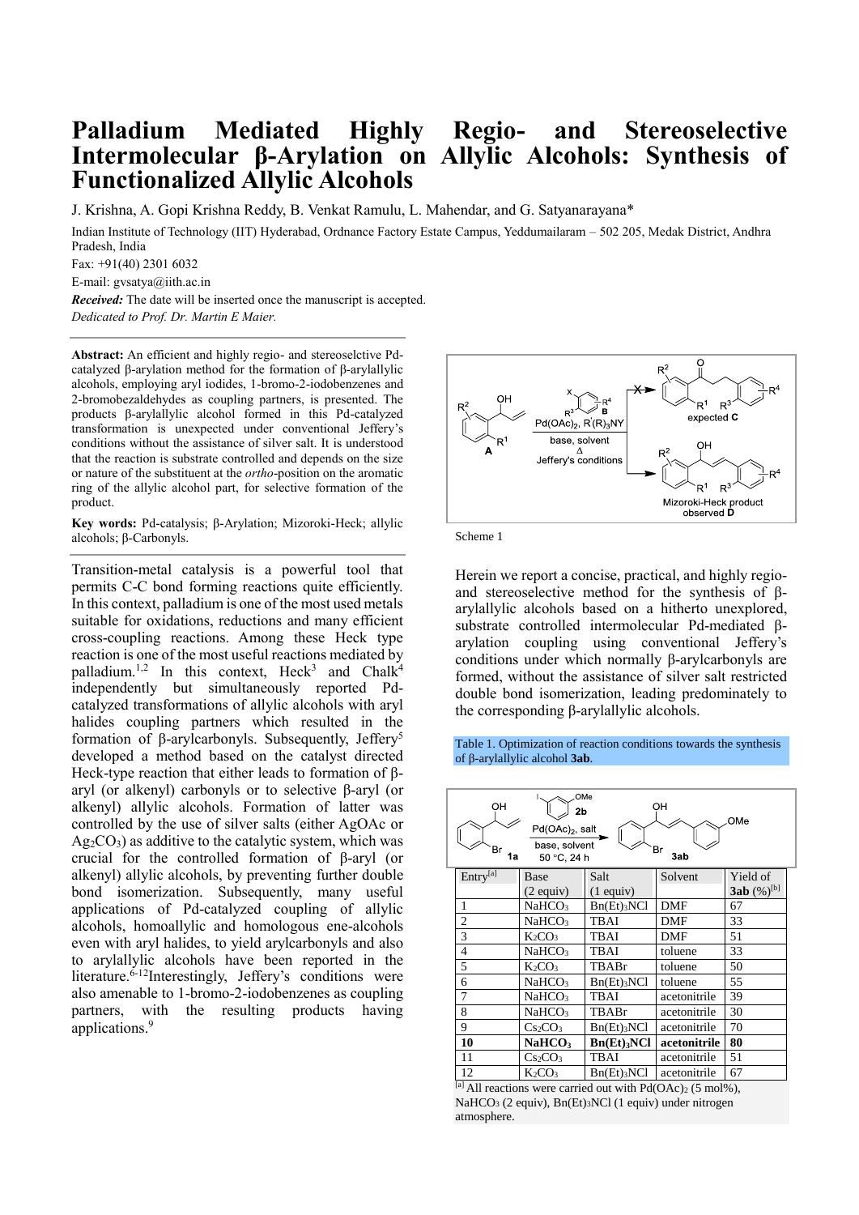# Palladium Mediated Highly Regio- and Stereoselective Intermolecular β-Arylation on Allylic Alcohols: Synthesis of Functionalized Allylic Alcohols

J. Krishna, A. Gopi Krishna Reddy, B. Venkat Ramulu, L. Mahendar, and G. Satyanarayana*

Indian Institute of Technology (IIT) Hyderabad, Ordnance Factory Estate Campus, Yeddumailaram – 502 205, Medak District, Andhra Pradesh, India

Fax: +91(40) 2301 6032

E-mail: gvsatya@iith.ac.in

***Received:*** The date will be inserted once the manuscript is accepted.

*Dedicated to Prof. Dr. Martin E Maier.*

**Abstract:** An efficient and highly regio- and stereoselctive Pd-catalyzed β-arylation method for the formation of β-arylallylic alcohols, employing aryl iodides, 1-bromo-2-iodobenzenes and 2-bromobezaldehydes as coupling partners, is presented. The products β-arylallylic alcohol formed in this Pd-catalyzed transformation is unexpected under conventional Jeffery's conditions without the assistance of silver salt. It is understood that the reaction is substrate controlled and depends on the size or nature of the substituent at the *ortho*-position on the aromatic ring of the allylic alcohol part, for selective formation of the product.

**Key words:** Pd-catalysis; β-Arylation; Mizoroki-Heck; allylic alcohols; β-Carbonyls.

Transition-metal catalysis is a powerful tool that permits C-C bond forming reactions quite efficiently. In this context, palladium is one of the most used metals suitable for oxidations, reductions and many efficient cross-coupling reactions. Among these Heck type reaction is one of the most useful reactions mediated by palladium.[1,2] In this context, Heck[3] and Chalk[4] independently but simultaneously reported Pd-catalyzed transformations of allylic alcohols with aryl halides coupling partners which resulted in the formation of β-arylcarbonyls. Subsequently, Jeffery[5] developed a method based on the catalyst directed Heck-type reaction that either leads to formation of β-aryl (or alkenyl) carbonyls or to selective β-aryl (or alkenyl) allylic alcohols. Formation of latter was controlled by the use of silver salts (either AgOAc or $Ag_2CO_3$) as additive to the catalytic system, which was crucial for the controlled formation of β-aryl (or alkenyl) allylic alcohols, by preventing further double bond isomerization. Subsequently, many useful applications of Pd-catalyzed coupling of allylic alcohols, homoallylic and homologous ene-alcohols even with aryl halides, to yield arylcarbonyls and also to arylallylic alcohols have been reported in the literature.[6-12] Interestingly, Jeffery's conditions were also amenable to 1-bromo-2-iodobenzenes as coupling partners, with the resulting products having applications.[9]

Scheme 1

Herein we report a concise, practical, and highly regio- and stereoselective method for the synthesis of β-arylallylic alcohols based on a hitherto unexplored, substrate controlled intermolecular Pd-mediated β-arylation coupling using conventional Jeffery's conditions under which normally β-arylcarbonyls are formed, without the assistance of silver salt restricted double bond isomerization, leading predominately to the corresponding β-arylallylic alcohols.

Table 1. Optimization of reaction conditions towards the synthesis of β-arylallylic alcohol **3ab**.

| Entry[a] | Base (2 equiv) | Salt (1 equiv) | Solvent | Yield of **3ab** (%)[b] |
|---|---|---|---|---|
| 1 | $NaHCO_3$ | $Bn(Et)_3NCl$ | DMF | 67 |
| 2 | $NaHCO_3$ | TBAI | DMF | 33 |
| 3 | $K_2CO_3$ | TBAI | DMF | 51 |
| 4 | $NaHCO_3$ | TBAI | toluene | 33 |
| 5 | $K_2CO_3$ | TBABr | toluene | 50 |
| 6 | $NaHCO_3$ | $Bn(Et)_3NCl$ | toluene | 55 |
| 7 | $NaHCO_3$ | TBAI | acetonitrile | 39 |
| 8 | $NaHCO_3$ | TBABr | acetonitrile | 30 |
| 9 | $Cs_2CO_3$ | $Bn(Et)_3NCl$ | acetonitrile | 70 |
| **10** | **$NaHCO_3$** | **$Bn(Et)_3NCl$** | **acetonitrile** | **80** |
| 11 | $Cs_2CO_3$ | TBAI | acetonitrile | 51 |
| 12 | $K_2CO_3$ | $Bn(Et)_3NCl$ | acetonitrile | 67 |

[a] All reactions were carried out with $Pd(OAc)_2$ (5 mol%), $NaHCO_3$ (2 equiv), $Bn(Et)_3NCl$ (1 equiv) under nitrogen atmosphere.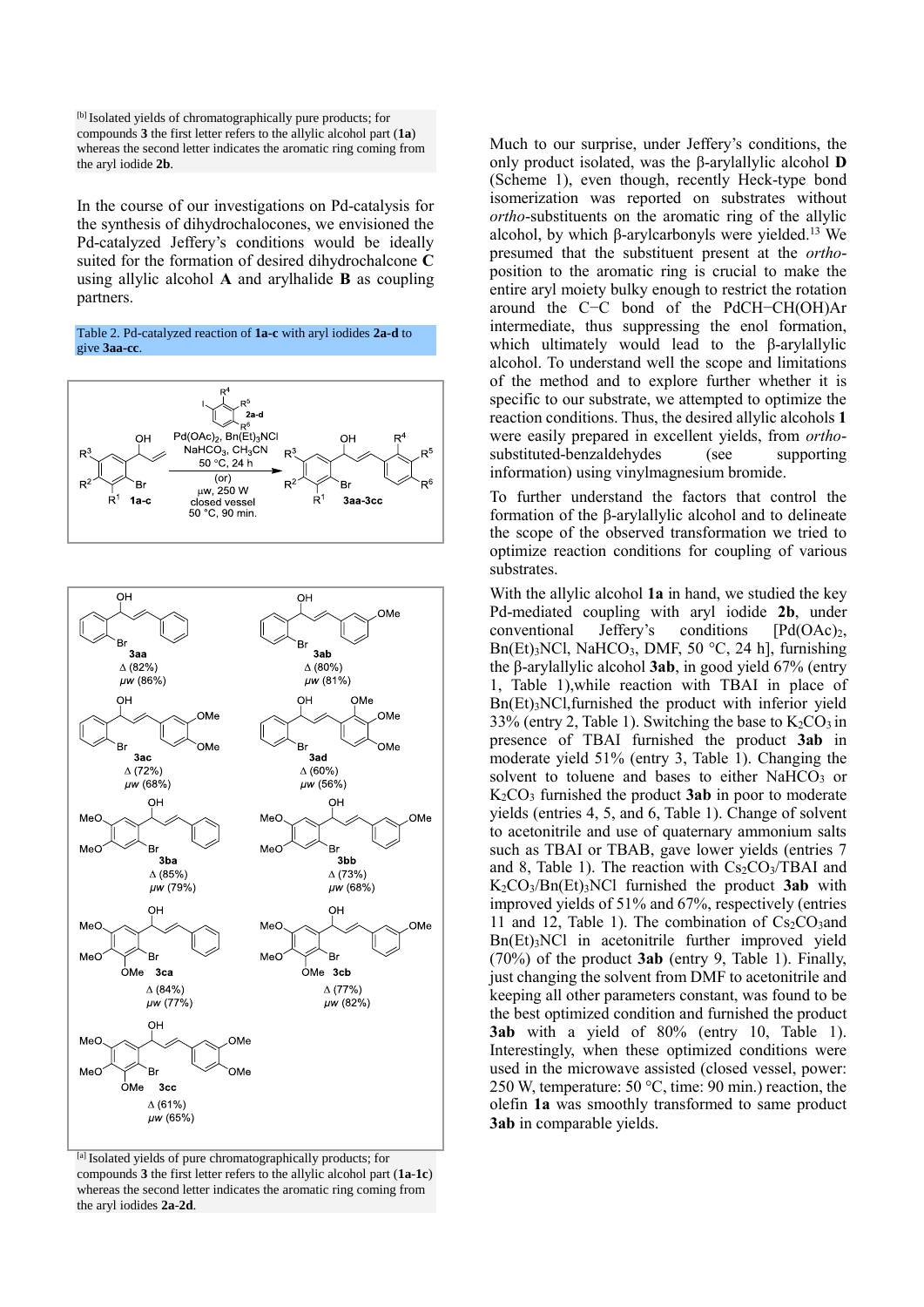[b] Isolated yields of chromatographically pure products; for compounds **3** the first letter refers to the allylic alcohol part (**1a**) whereas the second letter indicates the aromatic ring coming from the aryl iodide **2b**.

In the course of our investigations on Pd-catalysis for the synthesis of dihydrochalocones, we envisioned the Pd-catalyzed Jeffery's conditions would be ideally suited for the formation of desired dihydrochalcone **C** using allylic alcohol **A** and arylhalide **B** as coupling partners.

Table 2. Pd-catalyzed reaction of **1a-c** with aryl iodides **2a-d** to give **3aa-cc**.

Reaction conditions: **1a-c** + **2a-d**, $Pd(OAc)_2$, $Bn(Et)_3NCl$, $NaHCO_3$, $CH_3CN$, 50 °C, 24 h (or) µw, 250 W, closed vessel, 50 °C, 90 min. → **3aa-3cc**

| Product | Δ (yield) | µw (yield) |
|---|---|---|
| **3aa** | 82% | 86% |
| **3ab** | 80% | 81% |
| **3ac** | 72% | 68% |
| **3ad** | 60% | 56% |
| **3ba** | 85% | 79% |
| **3bb** | 73% | 68% |
| **3ca** | 84% | 77% |
| **3cb** | 77% | 82% |
| **3cc** | 61% | 65% |

[a] Isolated yields of pure chromatographically products; for compounds **3** the first letter refers to the allylic alcohol part (**1a**-**1c**) whereas the second letter indicates the aromatic ring coming from the aryl iodides **2a**-**2d**.

Much to our surprise, under Jeffery's conditions, the only product isolated, was the β-arylallylic alcohol **D** (Scheme 1), even though, recently Heck-type bond isomerization was reported on substrates without *ortho*-substituents on the aromatic ring of the allylic alcohol, by which β-arylcarbonyls were yielded.[13] We presumed that the substituent present at the *ortho*-position to the aromatic ring is crucial to make the entire aryl moiety bulky enough to restrict the rotation around the C−C bond of the PdCH−CH(OH)Ar intermediate, thus suppressing the enol formation, which ultimately would lead to the β-arylallylic alcohol. To understand well the scope and limitations of the method and to explore further whether it is specific to our substrate, we attempted to optimize the reaction conditions. Thus, the desired allylic alcohols **1** were easily prepared in excellent yields, from *ortho*-substituted-benzaldehydes (see supporting information) using vinylmagnesium bromide.

To further understand the factors that control the formation of the β-arylallylic alcohol and to delineate the scope of the observed transformation we tried to optimize reaction conditions for coupling of various substrates.

With the allylic alcohol **1a** in hand, we studied the key Pd-mediated coupling with aryl iodide **2b**, under conventional Jeffery's conditions [$Pd(OAc)_2$, $Bn(Et)_3NCl$, $NaHCO_3$, DMF, 50 °C, 24 h], furnishing the β-arylallylic alcohol **3ab**, in good yield 67% (entry 1, Table 1),while reaction with TBAI in place of $Bn(Et)_3NCl$,furnished the product with inferior yield 33% (entry 2, Table 1). Switching the base to $K_2CO_3$ in presence of TBAI furnished the product **3ab** in moderate yield 51% (entry 3, Table 1). Changing the solvent to toluene and bases to either $NaHCO_3$ or $K_2CO_3$ furnished the product **3ab** in poor to moderate yields (entries 4, 5, and 6, Table 1). Change of solvent to acetonitrile and use of quaternary ammonium salts such as TBAI or TBAB, gave lower yields (entries 7 and 8, Table 1). The reaction with $Cs_2CO_3$/TBAI and $K_2CO_3$/$Bn(Et)_3NCl$ furnished the product **3ab** with improved yields of 51% and 67%, respectively (entries 11 and 12, Table 1). The combination of $Cs_2CO_3$and $Bn(Et)_3NCl$ in acetonitrile further improved yield (70%) of the product **3ab** (entry 9, Table 1). Finally, just changing the solvent from DMF to acetonitrile and keeping all other parameters constant, was found to be the best optimized condition and furnished the product **3ab** with a yield of 80% (entry 10, Table 1). Interestingly, when these optimized conditions were used in the microwave assisted (closed vessel, power: 250 W, temperature: 50 °C, time: 90 min.) reaction, the olefin **1a** was smoothly transformed to same product **3ab** in comparable yields.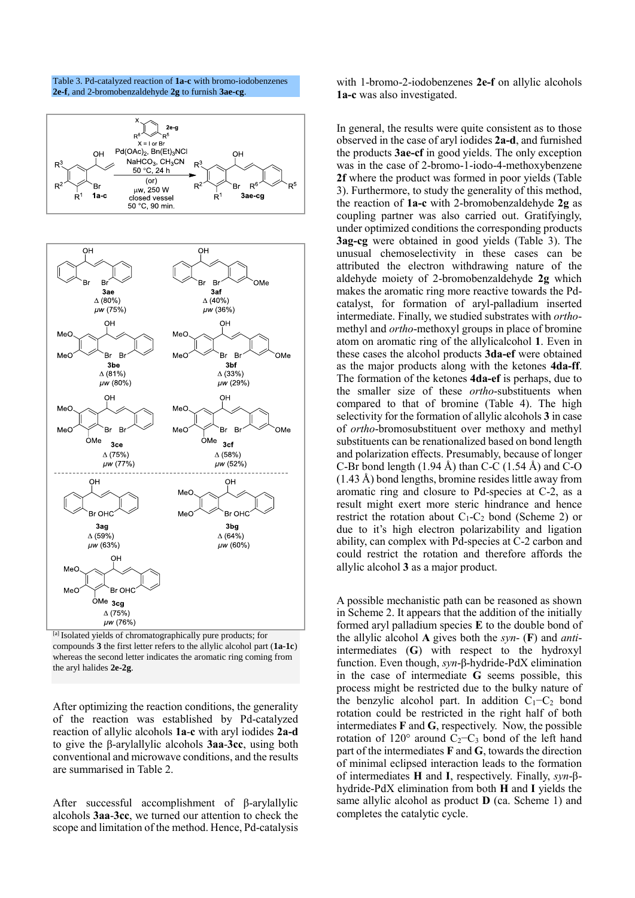Table 3. Pd-catalyzed reaction of **1a-c** with bromo-iodobenzenes **2e-f**, and 2-bromobenzaldehyde **2g** to furnish **3ae-cg**.

Reaction conditions: Pd(OAc)$_2$, Bn(Et)$_3$NCl, NaHCO$_3$, CH$_3$CN, 50 °C, 24 h (or) μw, 250 W, closed vessel, 50 °C, 90 min. (**2e-g**: X = I or Br)

| Product | Δ | μw |
|---|---|---|
| **3ae** | 80% | 75% |
| **3af** | 40% | 36% |
| **3be** | 81% | 80% |
| **3bf** | 33% | 29% |
| **3ce** | 75% | 77% |
| **3cf** | 58% | 52% |
| **3ag** | 59% | 63% |
| **3bg** | 64% | 60% |
| **3cg** | 75% | 76% |

[a] Isolated yields of chromatographically pure products; for compounds **3** the first letter refers to the allylic alcohol part (**1a-1c**) whereas the second letter indicates the aromatic ring coming from the aryl halides **2e-2g**.

After optimizing the reaction conditions, the generality of the reaction was established by Pd-catalyzed reaction of allylic alcohols **1a-c** with aryl iodides **2a-d** to give the β-arylallylic alcohols **3aa-3cc**, using both conventional and microwave conditions, and the results are summarised in Table 2.

After successful accomplishment of β-arylallylic alcohols **3aa-3cc**, we turned our attention to check the scope and limitation of the method. Hence, Pd-catalysis with 1-bromo-2-iodobenzenes **2e-f** on allylic alcohols **1a-c** was also investigated.

In general, the results were quite consistent as to those observed in the case of aryl iodides **2a-d**, and furnished the products **3ae-cf** in good yields. The only exception was in the case of 2-bromo-1-iodo-4-methoxybenzene **2f** where the product was formed in poor yields (Table 3). Furthermore, to study the generality of this method, the reaction of **1a-c** with 2-bromobenzaldehyde **2g** as coupling partner was also carried out. Gratifyingly, under optimized conditions the corresponding products **3ag-cg** were obtained in good yields (Table 3). The unusual chemoselectivity in these cases can be attributed the electron withdrawing nature of the aldehyde moiety of 2-bromobenzaldehyde **2g** which makes the aromatic ring more reactive towards the Pd-catalyst, for formation of aryl-palladium inserted intermediate. Finally, we studied substrates with *ortho*-methyl and *ortho*-methoxyl groups in place of bromine atom on aromatic ring of the allylicalcohol **1**. Even in these cases the alcohol products **3da-ef** were obtained as the major products along with the ketones **4da-ff**. The formation of the ketones **4da-ef** is perhaps, due to the smaller size of these *ortho*-substituents when compared to that of bromine (Table 4). The high selectivity for the formation of allylic alcohols **3** in case of *ortho*-bromosubstituent over methoxy and methyl substituents can be renationalized based on bond length and polarization effects. Presumably, because of longer C-Br bond length (1.94 Å) than C-C (1.54 Å) and C-O (1.43 Å) bond lengths, bromine resides little away from aromatic ring and closure to Pd-species at C-2, as a result might exert more steric hindrance and hence restrict the rotation about $C_1$-$C_2$ bond (Scheme 2) or due to it's high electron polarizability and ligation ability, can complex with Pd-species at C-2 carbon and could restrict the rotation and therefore affords the allylic alcohol **3** as a major product.

A possible mechanistic path can be reasoned as shown in Scheme 2. It appears that the addition of the initially formed aryl palladium species **E** to the double bond of the allylic alcohol **A** gives both the *syn*- (**F**) and *anti*-intermediates (**G**) with respect to the hydroxyl function. Even though, *syn*-β-hydride-PdX elimination in the case of intermediate **G** seems possible, this process might be restricted due to the bulky nature of the benzylic alcohol part. In addition $C_1$−$C_2$ bond rotation could be restricted in the right half of both intermediates **F** and **G**, respectively. Now, the possible rotation of 120° around $C_2$−$C_3$ bond of the left hand part of the intermediates **F** and **G**, towards the direction of minimal eclipsed interaction leads to the formation of intermediates **H** and **I**, respectively. Finally, *syn*-β-hydride-PdX elimination from both **H** and **I** yields the same allylic alcohol as product **D** (ca. Scheme 1) and completes the catalytic cycle.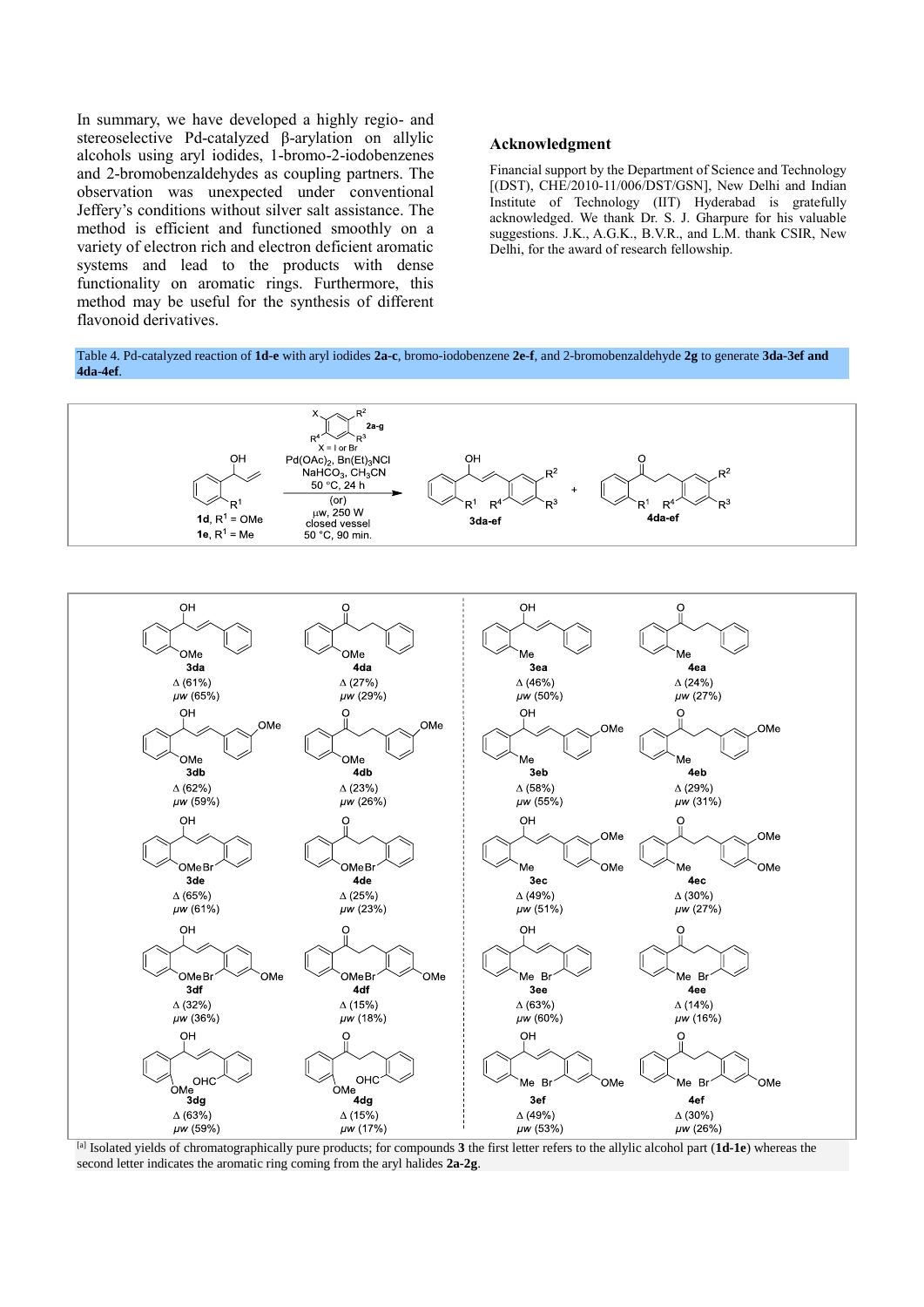In summary, we have developed a highly regio- and stereoselective Pd-catalyzed β-arylation on allylic alcohols using aryl iodides, 1-bromo-2-iodobenzenes and 2-bromobenzaldehydes as coupling partners. The observation was unexpected under conventional Jeffery's conditions without silver salt assistance. The method is efficient and functioned smoothly on a variety of electron rich and electron deficient aromatic systems and lead to the products with dense functionality on aromatic rings. Furthermore, this method may be useful for the synthesis of different flavonoid derivatives.

## Acknowledgment

Financial support by the Department of Science and Technology [(DST), CHE/2010-11/006/DST/GSN], New Delhi and Indian Institute of Technology (IIT) Hyderabad is gratefully acknowledged. We thank Dr. S. J. Gharpure for his valuable suggestions. J.K., A.G.K., B.V.R., and L.M. thank CSIR, New Delhi, for the award of research fellowship.

Table 4. Pd-catalyzed reaction of **1d-e** with aryl iodides **2a-c**, bromo-iodobenzene **2e-f**, and 2-bromobenzaldehyde **2g** to generate **3da-3ef and 4da-4ef**.

Reaction conditions: **1d**, $R^1$ = OMe; **1e**, $R^1$ = Me; **2a-g** (X = I or Br); $Pd(OAc)_2$, $Bn(Et)_3NCl$, $NaHCO_3$, $CH_3CN$, 50 °C, 24 h (or) µw, 250 W, closed vessel, 50 °C, 90 min. → **3da-ef** + **4da-ef**

| Product | Δ | µw | Product | Δ | µw |
|---|---|---|---|---|---|
| **3da** | 61% | 65% | **4da** | 27% | 29% |
| **3db** | 62% | 59% | **4db** | 23% | 26% |
| **3de** | 65% | 61% | **4de** | 25% | 23% |
| **3df** | 32% | 36% | **4df** | 15% | 18% |
| **3dg** | 63% | 59% | **4dg** | 15% | 17% |
| **3ea** | 46% | 50% | **4ea** | 24% | 27% |
| **3eb** | 58% | 55% | **4eb** | 29% | 31% |
| **3ec** | 49% | 51% | **4ec** | 30% | 27% |
| **3ee** | 63% | 60% | **4ee** | 14% | 16% |
| **3ef** | 49% | 53% | **4ef** | 30% | 26% |

[a] Isolated yields of chromatographically pure products; for compounds **3** the first letter refers to the allylic alcohol part (**1d-1e**) whereas the second letter indicates the aromatic ring coming from the aryl halides **2a-2g**.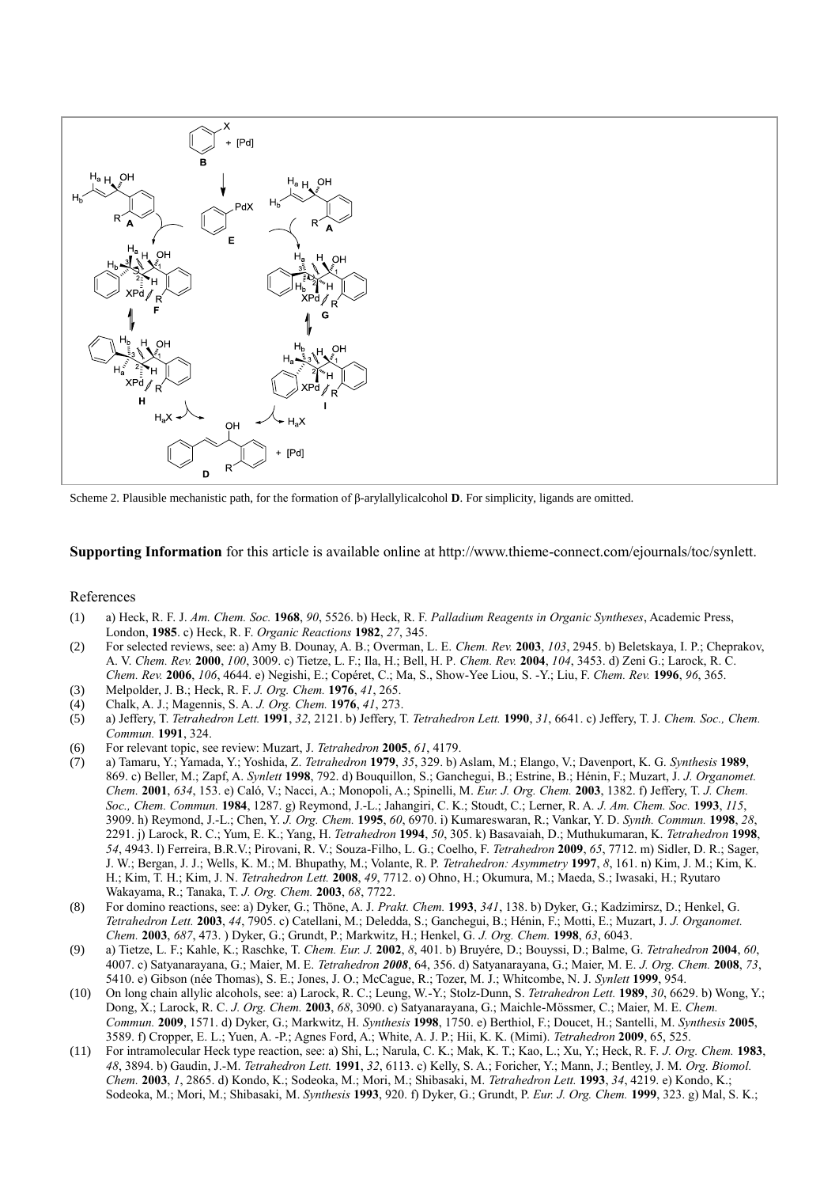Scheme 2. Plausible mechanistic path, for the formation of β-arylallylicalcohol **D**. For simplicity, ligands are omitted.

**Supporting Information** for this article is available online at http://www.thieme-connect.com/ejournals/toc/synlett.

## References

(1) a) Heck, R. F. J. *Am. Chem. Soc.* **1968**, *90*, 5526. b) Heck, R. F. *Palladium Reagents in Organic Syntheses*, Academic Press, London, **1985**. c) Heck, R. F. *Organic Reactions* **1982**, *27*, 345.

(2) For selected reviews, see: a) Amy B. Dounay, A. B.; Overman, L. E. *Chem. Rev.* **2003**, *103*, 2945. b) Beletskaya, I. P.; Cheprakov, A. V. *Chem. Rev.* **2000**, *100*, 3009. c) Tietze, L. F.; Ila, H.; Bell, H. P. *Chem. Rev.* **2004**, *104*, 3453. d) Zeni G.; Larock, R. C. *Chem. Rev.* **2006**, *106*, 4644. e) Negishi, E.; Copéret, C.; Ma, S., Show-Yee Liou, S. -Y.; Liu, F. *Chem. Rev.* **1996**, *96*, 365.

(3) Melpolder, J. B.; Heck, R. F. *J. Org. Chem.* **1976**, *41*, 265.

(4) Chalk, A. J.; Magennis, S. A. *J. Org. Chem.* **1976**, *41*, 273.

(5) a) Jeffery, T. *Tetrahedron Lett.* **1991**, *32*, 2121. b) Jeffery, T. *Tetrahedron Lett.* **1990**, *31*, 6641. c) Jeffery, T. J. *Chem. Soc., Chem. Commun.* **1991**, 324.

(6) For relevant topic, see review: Muzart, J. *Tetrahedron* **2005**, *61*, 4179.

(7) a) Tamaru, Y.; Yamada, Y.; Yoshida, Z. *Tetrahedron* **1979**, *35*, 329. b) Aslam, M.; Elango, V.; Davenport, K. G. *Synthesis* **1989**, 869. c) Beller, M.; Zapf, A. *Synlett* **1998**, 792. d) Bouquillon, S.; Ganchegui, B.; Estrine, B.; Hénin, F.; Muzart, J. *J. Organomet. Chem.* **2001**, *634*, 153. e) Caló, V.; Nacci, A.; Monopoli, A.; Spinelli, M. *Eur. J. Org. Chem.* **2003**, 1382. f) Jeffery, T. *J. Chem. Soc., Chem. Commun.* **1984**, 1287. g) Reymond, J.-L.; Jahangiri, C. K.; Stoudt, C.; Lerner, R. A. *J. Am. Chem. Soc.* **1993**, *115*, 3909. h) Reymond, J.-L.; Chen, Y. *J. Org. Chem.* **1995**, *60*, 6970. i) Kumareswaran, R.; Vankar, Y. D. *Synth. Commun.* **1998**, *28*, 2291. j) Larock, R. C.; Yum, E. K.; Yang, H. *Tetrahedron* **1994**, *50*, 305. k) Basavaiah, D.; Muthukumaran, K. *Tetrahedron* **1998**, *54*, 4943. l) Ferreira, B.R.V.; Pirovani, R. V.; Souza-Filho, L. G.; Coelho, F. *Tetrahedron* **2009**, *65*, 7712. m) Sidler, D. R.; Sager, J. W.; Bergan, J. J.; Wells, K. M.; M. Bhupathy, M.; Volante, R. P. *Tetrahedron: Asymmetry* **1997**, *8*, 161. n) Kim, J. M.; Kim, K. H.; Kim, T. H.; Kim, J. N. *Tetrahedron Lett.* **2008**, *49*, 7712. o) Ohno, H.; Okumura, M.; Maeda, S.; Iwasaki, H.; Ryutaro Wakayama, R.; Tanaka, T. *J. Org. Chem.* **2003**, *68*, 7722.

(8) For domino reactions, see: a) Dyker, G.; Thöne, A. J. *Prakt. Chem.* **1993**, *341*, 138. b) Dyker, G.; Kadzimirsz, D.; Henkel, G. *Tetrahedron Lett.* **2003**, *44*, 7905. c) Catellani, M.; Deledda, S.; Ganchegui, B.; Hénin, F.; Motti, E.; Muzart, J. *J. Organomet. Chem.* **2003**, *687*, 473. ) Dyker, G.; Grundt, P.; Markwitz, H.; Henkel, G. *J. Org. Chem.* **1998**, *63*, 6043.

(9) a) Tietze, L. F.; Kahle, K.; Raschke, T. *Chem. Eur. J.* **2002**, *8*, 401. b) Bruyére, D.; Bouyssi, D.; Balme, G. *Tetrahedron* **2004**, *60*, 4007. c) Satyanarayana, G.; Maier, M. E. *Tetrahedron* ***2008***, 64, 356. d) Satyanarayana, G.; Maier, M. E. *J. Org. Chem.* **2008**, *73*, 5410. e) Gibson (née Thomas), S. E.; Jones, J. O.; McCague, R.; Tozer, M. J.; Whitcombe, N. J. *Synlett* **1999**, 954.

(10) On long chain allylic alcohols, see: a) Larock, R. C.; Leung, W.-Y.; Stolz-Dunn, S. *Tetrahedron Lett.* **1989**, *30*, 6629. b) Wong, Y.; Dong, X.; Larock, R. C. *J. Org. Chem.* **2003**, *68*, 3090. c) Satyanarayana, G.; Maichle-Mössmer, C.; Maier, M. E. *Chem. Commun.* **2009**, 1571. d) Dyker, G.; Markwitz, H. *Synthesis* **1998**, 1750. e) Berthiol, F.; Doucet, H.; Santelli, M. *Synthesis* **2005**, 3589. f) Cropper, E. L.; Yuen, A. -P.; Agnes Ford, A.; White, A. J. P.; Hii, K. K. (Mimi). *Tetrahedron* **2009**, 65, 525.

(11) For intramolecular Heck type reaction, see: a) Shi, L.; Narula, C. K.; Mak, K. T.; Kao, L.; Xu, Y.; Heck, R. F. *J. Org. Chem.* **1983**, *48*, 3894. b) Gaudin, J.-M. *Tetrahedron Lett.* **1991**, *32*, 6113. c) Kelly, S. A.; Foricher, Y.; Mann, J.; Bentley, J. M. *Org. Biomol. Chem.* **2003**, *1*, 2865. d) Kondo, K.; Sodeoka, M.; Mori, M.; Shibasaki, M. *Tetrahedron Lett.* **1993**, *34*, 4219. e) Kondo, K.; Sodeoka, M.; Mori, M.; Shibasaki, M. *Synthesis* **1993**, 920. f) Dyker, G.; Grundt, P. *Eur. J. Org. Chem.* **1999**, 323. g) Mal, S. K.;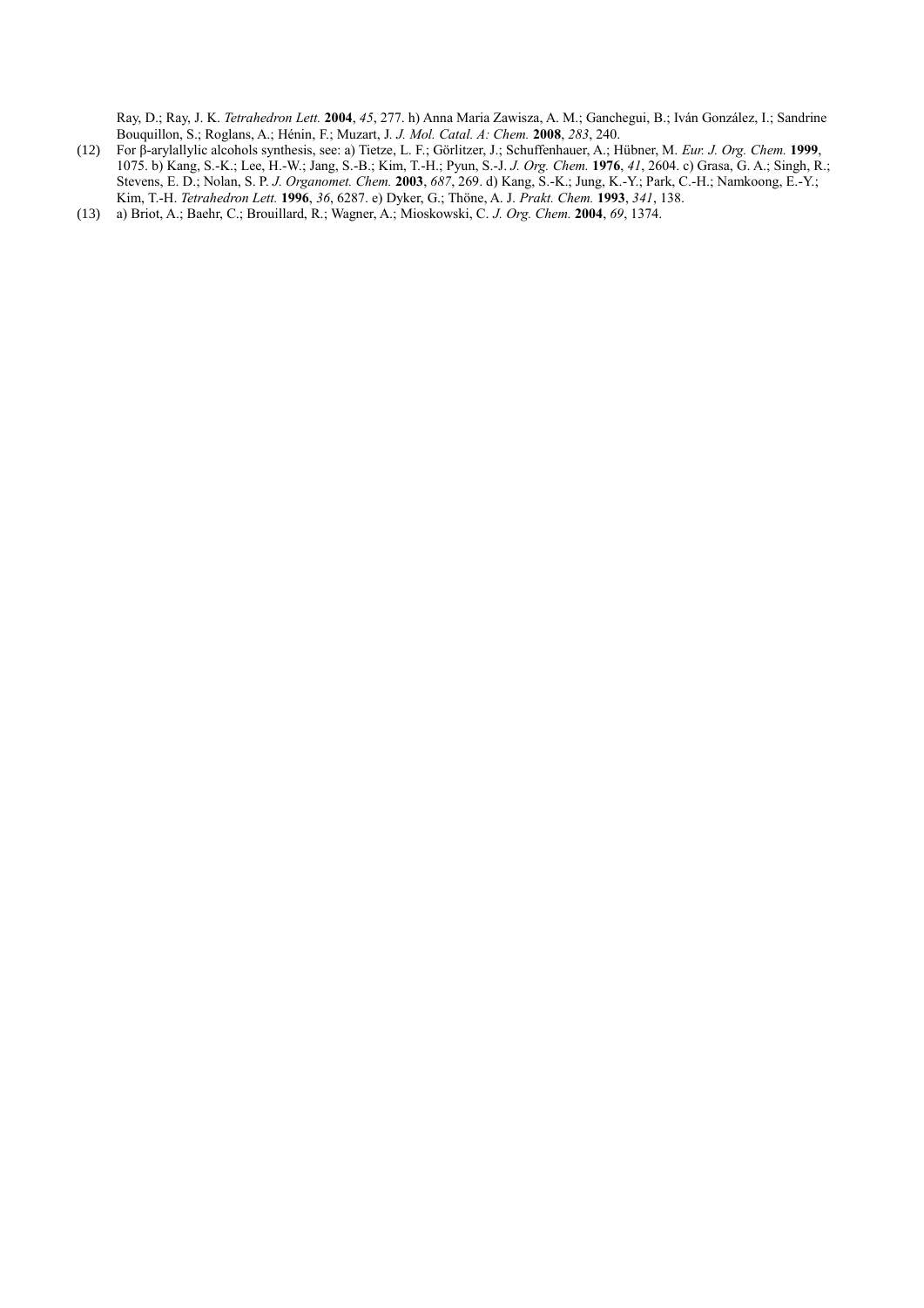Ray, D.; Ray, J. K. *Tetrahedron Lett.* **2004**, *45*, 277. h) Anna Maria Zawisza, A. M.; Ganchegui, B.; Iván González, I.; Sandrine Bouquillon, S.; Roglans, A.; Hénin, F.; Muzart, J. *J. Mol. Catal. A: Chem.* **2008**, *283*, 240.

(12) For β-arylallylic alcohols synthesis, see: a) Tietze, L. F.; Görlitzer, J.; Schuffenhauer, A.; Hübner, M. *Eur. J. Org. Chem.* **1999**, 1075. b) Kang, S.-K.; Lee, H.-W.; Jang, S.-B.; Kim, T.-H.; Pyun, S.-J. *J. Org. Chem.* **1976**, *41*, 2604. c) Grasa, G. A.; Singh, R.; Stevens, E. D.; Nolan, S. P. *J. Organomet. Chem.* **2003**, *687*, 269. d) Kang, S.-K.; Jung, K.-Y.; Park, C.-H.; Namkoong, E.-Y.; Kim, T.-H. *Tetrahedron Lett.* **1996**, *36*, 6287. e) Dyker, G.; Thöne, A. J. *Prakt. Chem.* **1993**, *341*, 138.

(13) a) Briot, A.; Baehr, C.; Brouillard, R.; Wagner, A.; Mioskowski, C. *J. Org. Chem.* **2004**, *69*, 1374.